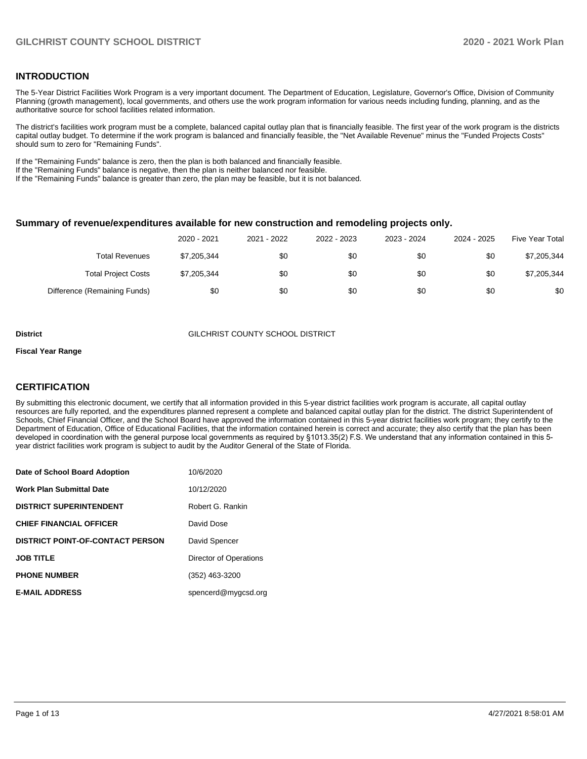## INTRODUCTION

The 5-Year District Facilities Work Program is a very important document. The Department of Education, Legislature, Governor's Office, Division of Community Planning (growth management), local governments, and others use the work program information for various needs including funding, planning, and as the authoritative source for school facilities related information.

The district's facilities work program must be a complete, balanced capital outlay plan that is financially feasible. The first year of the work program is the districts capital outlay budget. To determine if the work program is balanced and financially feasible, the "Net Available Revenue" minus the "Funded Projects Costs" should sum to zero for "Remaining Funds".

If the "Remaining Funds" balance is zero, then the plan is both balanced and financially feasible.
If the "Remaining Funds" balance is negative, then the plan is neither balanced nor feasible.
If the "Remaining Funds" balance is greater than zero, the plan may be feasible, but it is not balanced.

### Summary of revenue/expenditures available for new construction and remodeling projects only.

| | 2020 - 2021 | 2021 - 2022 | 2022 - 2023 | 2023 - 2024 | 2024 - 2025 | Five Year Total |
|---|---|---|---|---|---|---|
| Total Revenues | $7,205,344 | $0 | $0 | $0 | $0 | $7,205,344 |
| Total Project Costs | $7,205,344 | $0 | $0 | $0 | $0 | $7,205,344 |
| Difference (Remaining Funds) | $0 | $0 | $0 | $0 | $0 | $0 |

**District** GILCHRIST COUNTY SCHOOL DISTRICT

**Fiscal Year Range**

## CERTIFICATION

By submitting this electronic document, we certify that all information provided in this 5-year district facilities work program is accurate, all capital outlay resources are fully reported, and the expenditures planned represent a complete and balanced capital outlay plan for the district. The district Superintendent of Schools, Chief Financial Officer, and the School Board have approved the information contained in this 5-year district facilities work program; they certify to the Department of Education, Office of Educational Facilities, that the information contained herein is correct and accurate; they also certify that the plan has been developed in coordination with the general purpose local governments as required by §1013.35(2) F.S. We understand that any information contained in this 5-year district facilities work program is subject to audit by the Auditor General of the State of Florida.

| | |
|---|---|
| **Date of School Board Adoption** | 10/6/2020 |
| **Work Plan Submittal Date** | 10/12/2020 |
| **DISTRICT SUPERINTENDENT** | Robert G. Rankin |
| **CHIEF FINANCIAL OFFICER** | David Dose |
| **DISTRICT POINT-OF-CONTACT PERSON** | David Spencer |
| **JOB TITLE** | Director of Operations |
| **PHONE NUMBER** | (352) 463-3200 |
| **E-MAIL ADDRESS** | spencerd@mygcsd.org |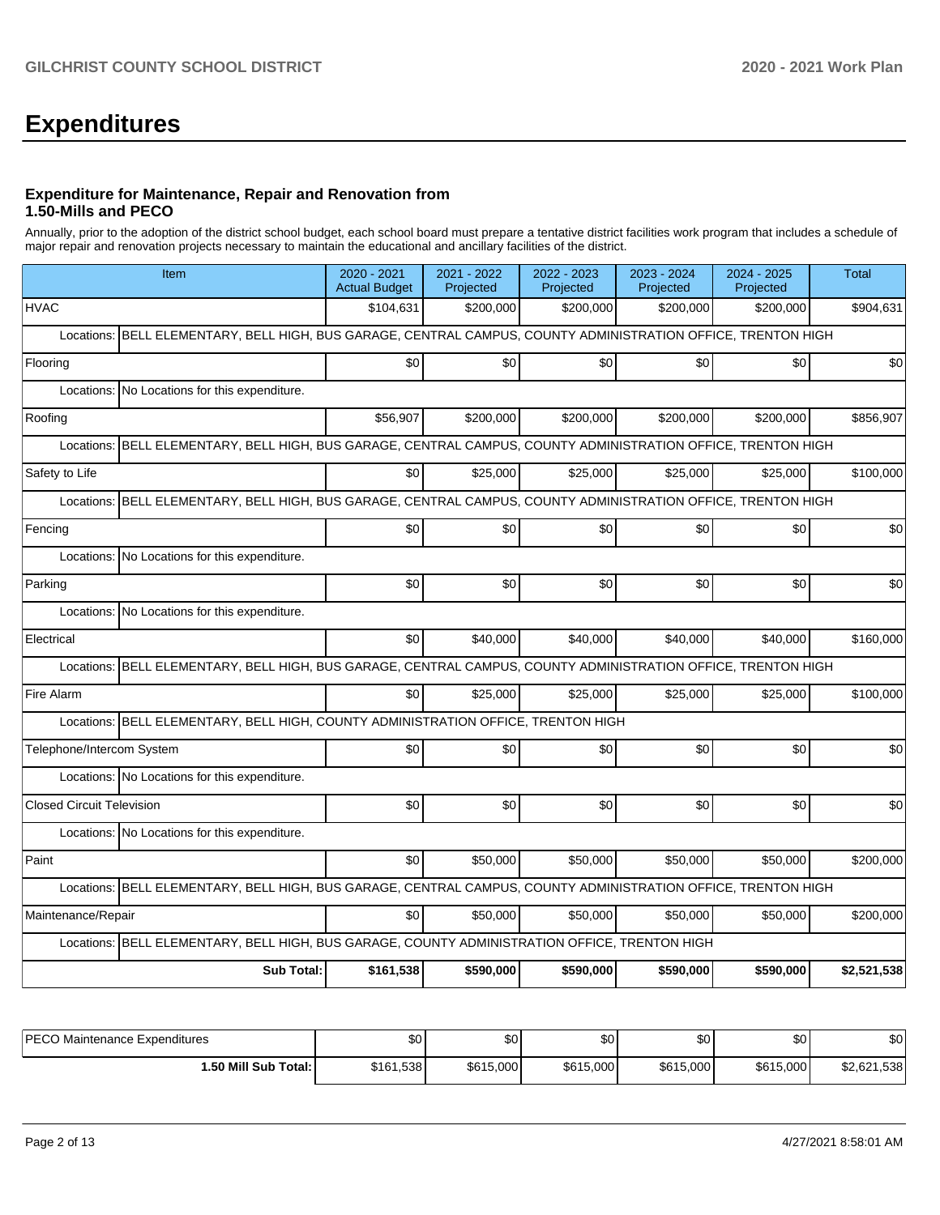# Expenditures

### Expenditure for Maintenance, Repair and Renovation from 1.50-Mills and PECO

Annually, prior to the adoption of the district school budget, each school board must prepare a tentative district facilities work program that includes a schedule of major repair and renovation projects necessary to maintain the educational and ancillary facilities of the district.

| Item | 2020 - 2021 Actual Budget | 2021 - 2022 Projected | 2022 - 2023 Projected | 2023 - 2024 Projected | 2024 - 2025 Projected | Total |
|---|---|---|---|---|---|---|
| HVAC | $104,631 | $200,000 | $200,000 | $200,000 | $200,000 | $904,631 |
| Locations: BELL ELEMENTARY, BELL HIGH, BUS GARAGE, CENTRAL CAMPUS, COUNTY ADMINISTRATION OFFICE, TRENTON HIGH | | | | | | |
| Flooring | $0 | $0 | $0 | $0 | $0 | $0 |
| Locations: No Locations for this expenditure. | | | | | | |
| Roofing | $56,907 | $200,000 | $200,000 | $200,000 | $200,000 | $856,907 |
| Locations: BELL ELEMENTARY, BELL HIGH, BUS GARAGE, CENTRAL CAMPUS, COUNTY ADMINISTRATION OFFICE, TRENTON HIGH | | | | | | |
| Safety to Life | $0 | $25,000 | $25,000 | $25,000 | $25,000 | $100,000 |
| Locations: BELL ELEMENTARY, BELL HIGH, BUS GARAGE, CENTRAL CAMPUS, COUNTY ADMINISTRATION OFFICE, TRENTON HIGH | | | | | | |
| Fencing | $0 | $0 | $0 | $0 | $0 | $0 |
| Locations: No Locations for this expenditure. | | | | | | |
| Parking | $0 | $0 | $0 | $0 | $0 | $0 |
| Locations: No Locations for this expenditure. | | | | | | |
| Electrical | $0 | $40,000 | $40,000 | $40,000 | $40,000 | $160,000 |
| Locations: BELL ELEMENTARY, BELL HIGH, BUS GARAGE, CENTRAL CAMPUS, COUNTY ADMINISTRATION OFFICE, TRENTON HIGH | | | | | | |
| Fire Alarm | $0 | $25,000 | $25,000 | $25,000 | $25,000 | $100,000 |
| Locations: BELL ELEMENTARY, BELL HIGH, COUNTY ADMINISTRATION OFFICE, TRENTON HIGH | | | | | | |
| Telephone/Intercom System | $0 | $0 | $0 | $0 | $0 | $0 |
| Locations: No Locations for this expenditure. | | | | | | |
| Closed Circuit Television | $0 | $0 | $0 | $0 | $0 | $0 |
| Locations: No Locations for this expenditure. | | | | | | |
| Paint | $0 | $50,000 | $50,000 | $50,000 | $50,000 | $200,000 |
| Locations: BELL ELEMENTARY, BELL HIGH, BUS GARAGE, CENTRAL CAMPUS, COUNTY ADMINISTRATION OFFICE, TRENTON HIGH | | | | | | |
| Maintenance/Repair | $0 | $50,000 | $50,000 | $50,000 | $50,000 | $200,000 |
| Locations: BELL ELEMENTARY, BELL HIGH, BUS GARAGE, COUNTY ADMINISTRATION OFFICE, TRENTON HIGH | | | | | | |
| **Sub Total:** | **$161,538** | **$590,000** | **$590,000** | **$590,000** | **$590,000** | **$2,521,538** |

| | | | | | | |
|---|---|---|---|---|---|---|
| PECO Maintenance Expenditures | $0 | $0 | $0 | $0 | $0 | $0 |
| **1.50 Mill Sub Total:** | $161,538 | $615,000 | $615,000 | $615,000 | $615,000 | $2,621,538 |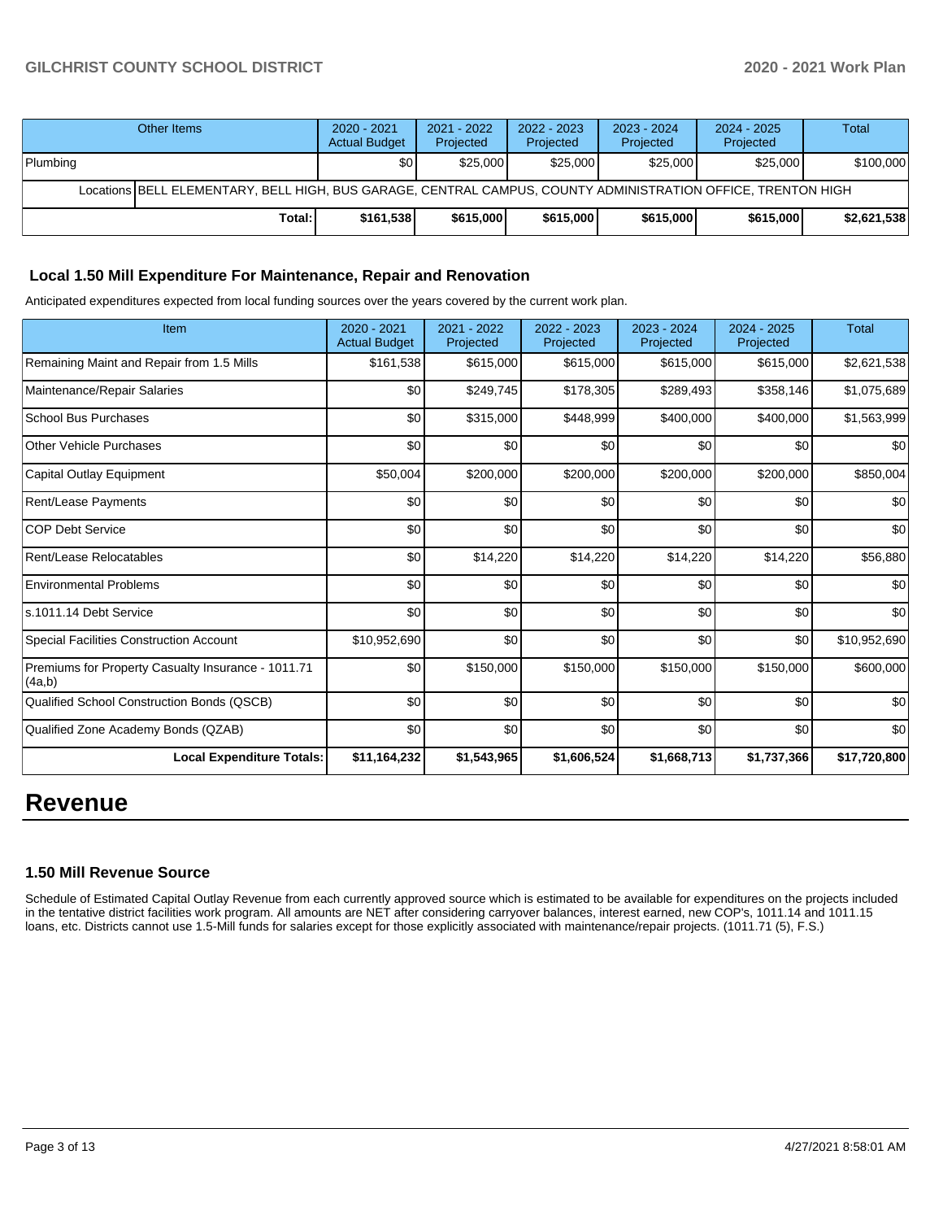| Other Items | 2020 - 2021 Actual Budget | 2021 - 2022 Projected | 2022 - 2023 Projected | 2023 - 2024 Projected | 2024 - 2025 Projected | Total |
|---|---|---|---|---|---|---|
| Plumbing | $0 | $25,000 | $25,000 | $25,000 | $25,000 | $100,000 |
| Locations BELL ELEMENTARY, BELL HIGH, BUS GARAGE, CENTRAL CAMPUS, COUNTY ADMINISTRATION OFFICE, TRENTON HIGH | | | | | | |
| **Total:** | **$161,538** | **$615,000** | **$615,000** | **$615,000** | **$615,000** | **$2,621,538** |

### Local 1.50 Mill Expenditure For Maintenance, Repair and Renovation

Anticipated expenditures expected from local funding sources over the years covered by the current work plan.

| Item | 2020 - 2021 Actual Budget | 2021 - 2022 Projected | 2022 - 2023 Projected | 2023 - 2024 Projected | 2024 - 2025 Projected | Total |
|---|---|---|---|---|---|---|
| Remaining Maint and Repair from 1.5 Mills | $161,538 | $615,000 | $615,000 | $615,000 | $615,000 | $2,621,538 |
| Maintenance/Repair Salaries | $0 | $249,745 | $178,305 | $289,493 | $358,146 | $1,075,689 |
| School Bus Purchases | $0 | $315,000 | $448,999 | $400,000 | $400,000 | $1,563,999 |
| Other Vehicle Purchases | $0 | $0 | $0 | $0 | $0 | $0 |
| Capital Outlay Equipment | $50,004 | $200,000 | $200,000 | $200,000 | $200,000 | $850,004 |
| Rent/Lease Payments | $0 | $0 | $0 | $0 | $0 | $0 |
| COP Debt Service | $0 | $0 | $0 | $0 | $0 | $0 |
| Rent/Lease Relocatables | $0 | $14,220 | $14,220 | $14,220 | $14,220 | $56,880 |
| Environmental Problems | $0 | $0 | $0 | $0 | $0 | $0 |
| s.1011.14 Debt Service | $0 | $0 | $0 | $0 | $0 | $0 |
| Special Facilities Construction Account | $10,952,690 | $0 | $0 | $0 | $0 | $10,952,690 |
| Premiums for Property Casualty Insurance - 1011.71 (4a,b) | $0 | $150,000 | $150,000 | $150,000 | $150,000 | $600,000 |
| Qualified School Construction Bonds (QSCB) | $0 | $0 | $0 | $0 | $0 | $0 |
| Qualified Zone Academy Bonds (QZAB) | $0 | $0 | $0 | $0 | $0 | $0 |
| **Local Expenditure Totals:** | **$11,164,232** | **$1,543,965** | **$1,606,524** | **$1,668,713** | **$1,737,366** | **$17,720,800** |

# Revenue

### 1.50 Mill Revenue Source

Schedule of Estimated Capital Outlay Revenue from each currently approved source which is estimated to be available for expenditures on the projects included in the tentative district facilities work program. All amounts are NET after considering carryover balances, interest earned, new COP's, 1011.14 and 1011.15 loans, etc. Districts cannot use 1.5-Mill funds for salaries except for those explicitly associated with maintenance/repair projects. (1011.71 (5), F.S.)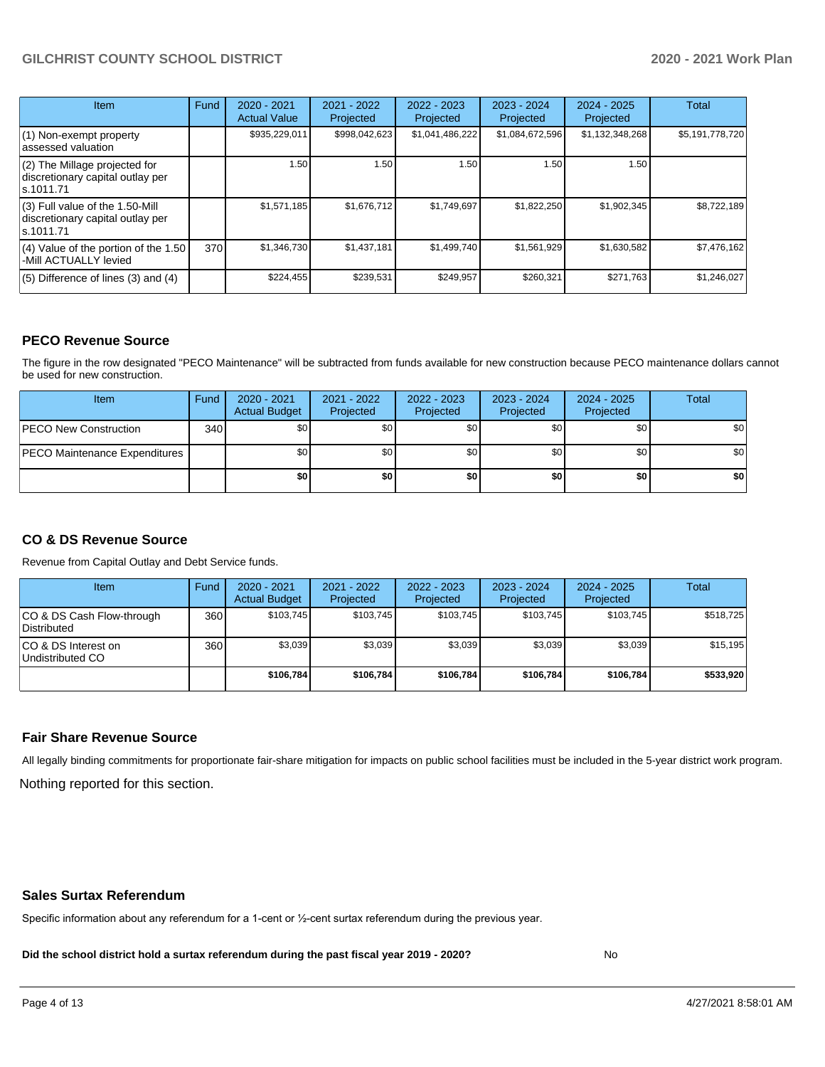| Item | Fund | 2020 - 2021 Actual Value | 2021 - 2022 Projected | 2022 - 2023 Projected | 2023 - 2024 Projected | 2024 - 2025 Projected | Total |
|---|---|---|---|---|---|---|---|
| (1) Non-exempt property assessed valuation | | $935,229,011 | $998,042,623 | $1,041,486,222 | $1,084,672,596 | $1,132,348,268 | $5,191,778,720 |
| (2) The Millage projected for discretionary capital outlay per s.1011.71 | | 1.50 | 1.50 | 1.50 | 1.50 | 1.50 | |
| (3) Full value of the 1.50-Mill discretionary capital outlay per s.1011.71 | | $1,571,185 | $1,676,712 | $1,749,697 | $1,822,250 | $1,902,345 | $8,722,189 |
| (4) Value of the portion of the 1.50 -Mill ACTUALLY levied | 370 | $1,346,730 | $1,437,181 | $1,499,740 | $1,561,929 | $1,630,582 | $7,476,162 |
| (5) Difference of lines (3) and (4) | | $224,455 | $239,531 | $249,957 | $260,321 | $271,763 | $1,246,027 |

## PECO Revenue Source

The figure in the row designated "PECO Maintenance" will be subtracted from funds available for new construction because PECO maintenance dollars cannot be used for new construction.

| Item | Fund | 2020 - 2021 Actual Budget | 2021 - 2022 Projected | 2022 - 2023 Projected | 2023 - 2024 Projected | 2024 - 2025 Projected | Total |
|---|---|---|---|---|---|---|---|
| PECO New Construction | 340 | $0 | $0 | $0 | $0 | $0 | $0 |
| PECO Maintenance Expenditures | | $0 | $0 | $0 | $0 | $0 | $0 |
| | | **$0** | **$0** | **$0** | **$0** | **$0** | **$0** |

## CO & DS Revenue Source

Revenue from Capital Outlay and Debt Service funds.

| Item | Fund | 2020 - 2021 Actual Budget | 2021 - 2022 Projected | 2022 - 2023 Projected | 2023 - 2024 Projected | 2024 - 2025 Projected | Total |
|---|---|---|---|---|---|---|---|
| CO & DS Cash Flow-through Distributed | 360 | $103,745 | $103,745 | $103,745 | $103,745 | $103,745 | $518,725 |
| CO & DS Interest on Undistributed CO | 360 | $3,039 | $3,039 | $3,039 | $3,039 | $3,039 | $15,195 |
| | | **$106,784** | **$106,784** | **$106,784** | **$106,784** | **$106,784** | **$533,920** |

## Fair Share Revenue Source

All legally binding commitments for proportionate fair-share mitigation for impacts on public school facilities must be included in the 5-year district work program.

Nothing reported for this section.

## Sales Surtax Referendum

Specific information about any referendum for a 1-cent or ½-cent surtax referendum during the previous year.

**Did the school district hold a surtax referendum during the past fiscal year 2019 - 2020?** No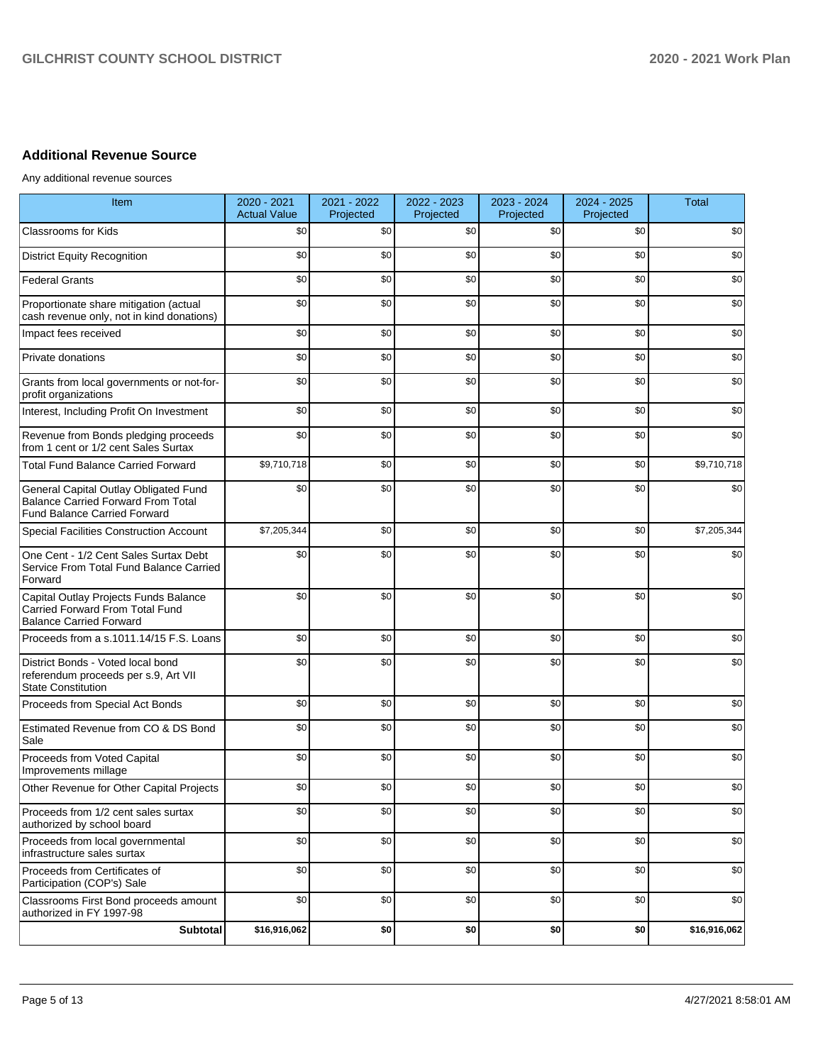## Additional Revenue Source

Any additional revenue sources

| Item | 2020 - 2021 Actual Value | 2021 - 2022 Projected | 2022 - 2023 Projected | 2023 - 2024 Projected | 2024 - 2025 Projected | Total |
|---|---|---|---|---|---|---|
| Classrooms for Kids | $0 | $0 | $0 | $0 | $0 | $0 |
| District Equity Recognition | $0 | $0 | $0 | $0 | $0 | $0 |
| Federal Grants | $0 | $0 | $0 | $0 | $0 | $0 |
| Proportionate share mitigation (actual cash revenue only, not in kind donations) | $0 | $0 | $0 | $0 | $0 | $0 |
| Impact fees received | $0 | $0 | $0 | $0 | $0 | $0 |
| Private donations | $0 | $0 | $0 | $0 | $0 | $0 |
| Grants from local governments or not-for-profit organizations | $0 | $0 | $0 | $0 | $0 | $0 |
| Interest, Including Profit On Investment | $0 | $0 | $0 | $0 | $0 | $0 |
| Revenue from Bonds pledging proceeds from 1 cent or 1/2 cent Sales Surtax | $0 | $0 | $0 | $0 | $0 | $0 |
| Total Fund Balance Carried Forward | $9,710,718 | $0 | $0 | $0 | $0 | $9,710,718 |
| General Capital Outlay Obligated Fund Balance Carried Forward From Total Fund Balance Carried Forward | $0 | $0 | $0 | $0 | $0 | $0 |
| Special Facilities Construction Account | $7,205,344 | $0 | $0 | $0 | $0 | $7,205,344 |
| One Cent - 1/2 Cent Sales Surtax Debt Service From Total Fund Balance Carried Forward | $0 | $0 | $0 | $0 | $0 | $0 |
| Capital Outlay Projects Funds Balance Carried Forward From Total Fund Balance Carried Forward | $0 | $0 | $0 | $0 | $0 | $0 |
| Proceeds from a s.1011.14/15 F.S. Loans | $0 | $0 | $0 | $0 | $0 | $0 |
| District Bonds - Voted local bond referendum proceeds per s.9, Art VII State Constitution | $0 | $0 | $0 | $0 | $0 | $0 |
| Proceeds from Special Act Bonds | $0 | $0 | $0 | $0 | $0 | $0 |
| Estimated Revenue from CO & DS Bond Sale | $0 | $0 | $0 | $0 | $0 | $0 |
| Proceeds from Voted Capital Improvements millage | $0 | $0 | $0 | $0 | $0 | $0 |
| Other Revenue for Other Capital Projects | $0 | $0 | $0 | $0 | $0 | $0 |
| Proceeds from 1/2 cent sales surtax authorized by school board | $0 | $0 | $0 | $0 | $0 | $0 |
| Proceeds from local governmental infrastructure sales surtax | $0 | $0 | $0 | $0 | $0 | $0 |
| Proceeds from Certificates of Participation (COP's) Sale | $0 | $0 | $0 | $0 | $0 | $0 |
| Classrooms First Bond proceeds amount authorized in FY 1997-98 | $0 | $0 | $0 | $0 | $0 | $0 |
| **Subtotal** | **$16,916,062** | **$0** | **$0** | **$0** | **$0** | **$16,916,062** |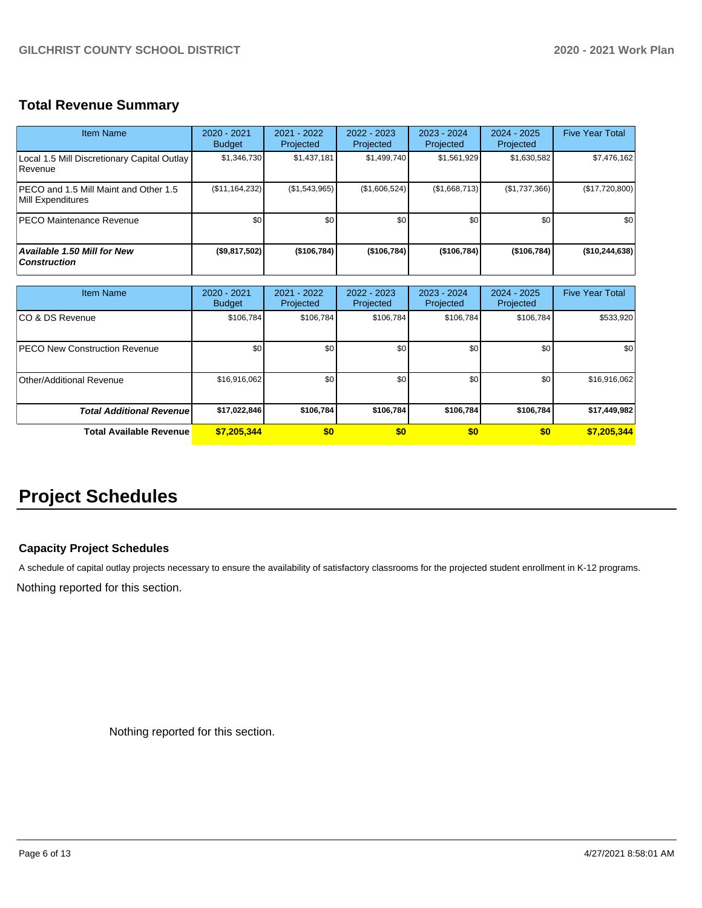## Total Revenue Summary

| Item Name | 2020 - 2021 Budget | 2021 - 2022 Projected | 2022 - 2023 Projected | 2023 - 2024 Projected | 2024 - 2025 Projected | Five Year Total |
|---|---|---|---|---|---|---|
| Local 1.5 Mill Discretionary Capital Outlay Revenue | $1,346,730 | $1,437,181 | $1,499,740 | $1,561,929 | $1,630,582 | $7,476,162 |
| PECO and 1.5 Mill Maint and Other 1.5 Mill Expenditures | ($11,164,232) | ($1,543,965) | ($1,606,524) | ($1,668,713) | ($1,737,366) | ($17,720,800) |
| PECO Maintenance Revenue | $0 | $0 | $0 | $0 | $0 | $0 |
| ***Available 1.50 Mill for New Construction*** | **($9,817,502)** | **($106,784)** | **($106,784)** | **($106,784)** | **($106,784)** | **($10,244,638)** |

| Item Name | 2020 - 2021 Budget | 2021 - 2022 Projected | 2022 - 2023 Projected | 2023 - 2024 Projected | 2024 - 2025 Projected | Five Year Total |
|---|---|---|---|---|---|---|
| CO & DS Revenue | $106,784 | $106,784 | $106,784 | $106,784 | $106,784 | $533,920 |
| PECO New Construction Revenue | $0 | $0 | $0 | $0 | $0 | $0 |
| Other/Additional Revenue | $16,916,062 | $0 | $0 | $0 | $0 | $16,916,062 |
| ***Total Additional Revenue*** | **$17,022,846** | **$106,784** | **$106,784** | **$106,784** | **$106,784** | **$17,449,982** |
| **Total Available Revenue** | **$7,205,344** | **$0** | **$0** | **$0** | **$0** | **$7,205,344** |

# Project Schedules

### Capacity Project Schedules

A schedule of capital outlay projects necessary to ensure the availability of satisfactory classrooms for the projected student enrollment in K-12 programs.

Nothing reported for this section.

Nothing reported for this section.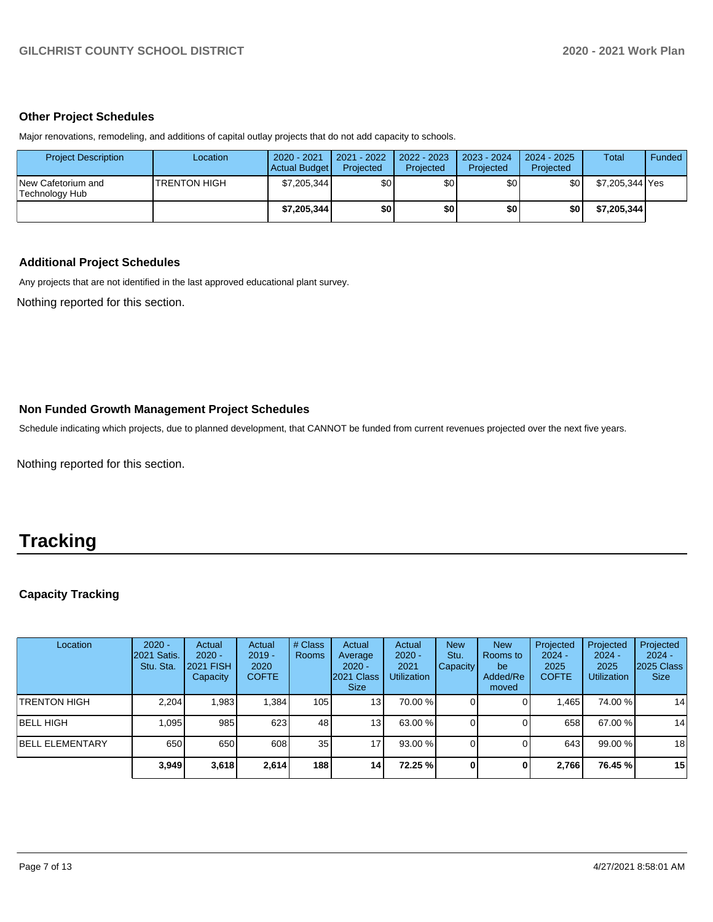### Other Project Schedules

Major renovations, remodeling, and additions of capital outlay projects that do not add capacity to schools.

| Project Description | Location | 2020 - 2021 Actual Budget | 2021 - 2022 Projected | 2022 - 2023 Projected | 2023 - 2024 Projected | 2024 - 2025 Projected | Total | Funded |
|---|---|---|---|---|---|---|---|---|
| New Cafetorium and Technology Hub | TRENTON HIGH | $7,205,344 | $0 | $0 | $0 | $0 | $7,205,344 | Yes |
| | | **$7,205,344** | **$0** | **$0** | **$0** | **$0** | **$7,205,344** | |

### Additional Project Schedules

Any projects that are not identified in the last approved educational plant survey.

Nothing reported for this section.

### Non Funded Growth Management Project Schedules

Schedule indicating which projects, due to planned development, that CANNOT be funded from current revenues projected over the next five years.

Nothing reported for this section.

# Tracking

### Capacity Tracking

| Location | 2020 - 2021 Satis. Stu. Sta. | Actual 2020 - 2021 FISH Capacity | Actual 2019 - 2020 COFTE | # Class Rooms | Actual Average 2020 - 2021 Class Size | Actual 2020 - 2021 Utilization | New Stu. Capacity | New Rooms to be Added/Removed | Projected 2024 - 2025 COFTE | Projected 2024 - 2025 Utilization | Projected 2024 - 2025 Class Size |
|---|---|---|---|---|---|---|---|---|---|---|---|
| TRENTON HIGH | 2,204 | 1,983 | 1,384 | 105 | 13 | 70.00 % | 0 | 0 | 1,465 | 74.00 % | 14 |
| BELL HIGH | 1,095 | 985 | 623 | 48 | 13 | 63.00 % | 0 | 0 | 658 | 67.00 % | 14 |
| BELL ELEMENTARY | 650 | 650 | 608 | 35 | 17 | 93.00 % | 0 | 0 | 643 | 99.00 % | 18 |
| | **3,949** | **3,618** | **2,614** | **188** | **14** | **72.25 %** | **0** | **0** | **2,766** | **76.45 %** | **15** |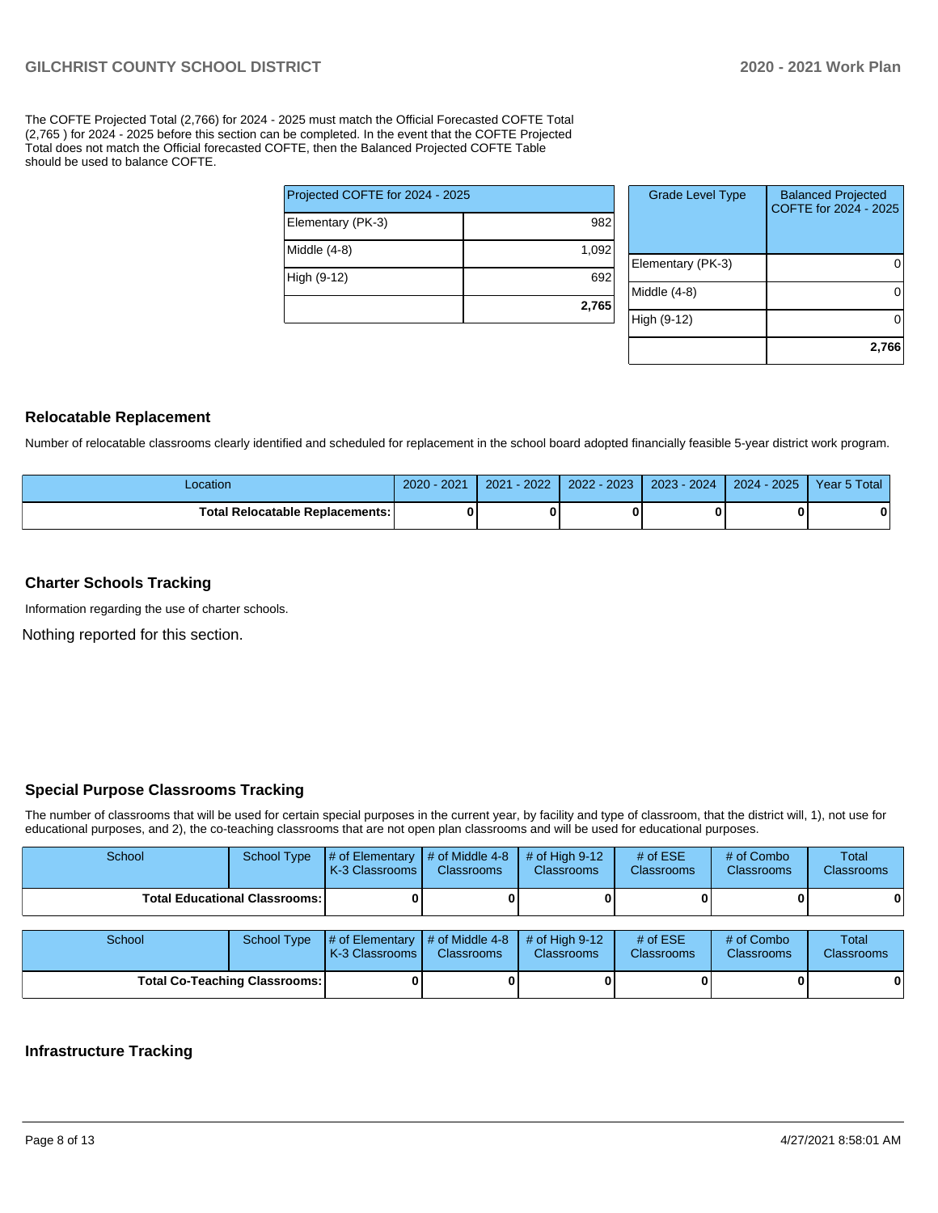The COFTE Projected Total (2,766) for 2024 - 2025 must match the Official Forecasted COFTE Total (2,765 ) for 2024 - 2025 before this section can be completed. In the event that the COFTE Projected Total does not match the Official forecasted COFTE, then the Balanced Projected COFTE Table should be used to balance COFTE.

| Projected COFTE for 2024 - 2025 | |
|---|---|
| Elementary (PK-3) | 982 |
| Middle (4-8) | 1,092 |
| High (9-12) | 692 |
| | **2,765** |

| Grade Level Type | Balanced Projected COFTE for 2024 - 2025 |
|---|---|
| Elementary (PK-3) | 0 |
| Middle (4-8) | 0 |
| High (9-12) | 0 |
| | **2,766** |

## Relocatable Replacement

Number of relocatable classrooms clearly identified and scheduled for replacement in the school board adopted financially feasible 5-year district work program.

| Location | 2020 - 2021 | 2021 - 2022 | 2022 - 2023 | 2023 - 2024 | 2024 - 2025 | Year 5 Total |
|---|---|---|---|---|---|---|
| **Total Relocatable Replacements:** | **0** | **0** | **0** | **0** | **0** | **0** |

## Charter Schools Tracking

Information regarding the use of charter schools.

Nothing reported for this section.

## Special Purpose Classrooms Tracking

The number of classrooms that will be used for certain special purposes in the current year, by facility and type of classroom, that the district will, 1), not use for educational purposes, and 2), the co-teaching classrooms that are not open plan classrooms and will be used for educational purposes.

| School | School Type | # of Elementary K-3 Classrooms | # of Middle 4-8 Classrooms | # of High 9-12 Classrooms | # of ESE Classrooms | # of Combo Classrooms | Total Classrooms |
|---|---|---|---|---|---|---|---|
| **Total Educational Classrooms:** | | **0** | **0** | **0** | **0** | **0** | **0** |

| School | School Type | # of Elementary K-3 Classrooms | # of Middle 4-8 Classrooms | # of High 9-12 Classrooms | # of ESE Classrooms | # of Combo Classrooms | Total Classrooms |
|---|---|---|---|---|---|---|---|
| **Total Co-Teaching Classrooms:** | | **0** | **0** | **0** | **0** | **0** | **0** |

## Infrastructure Tracking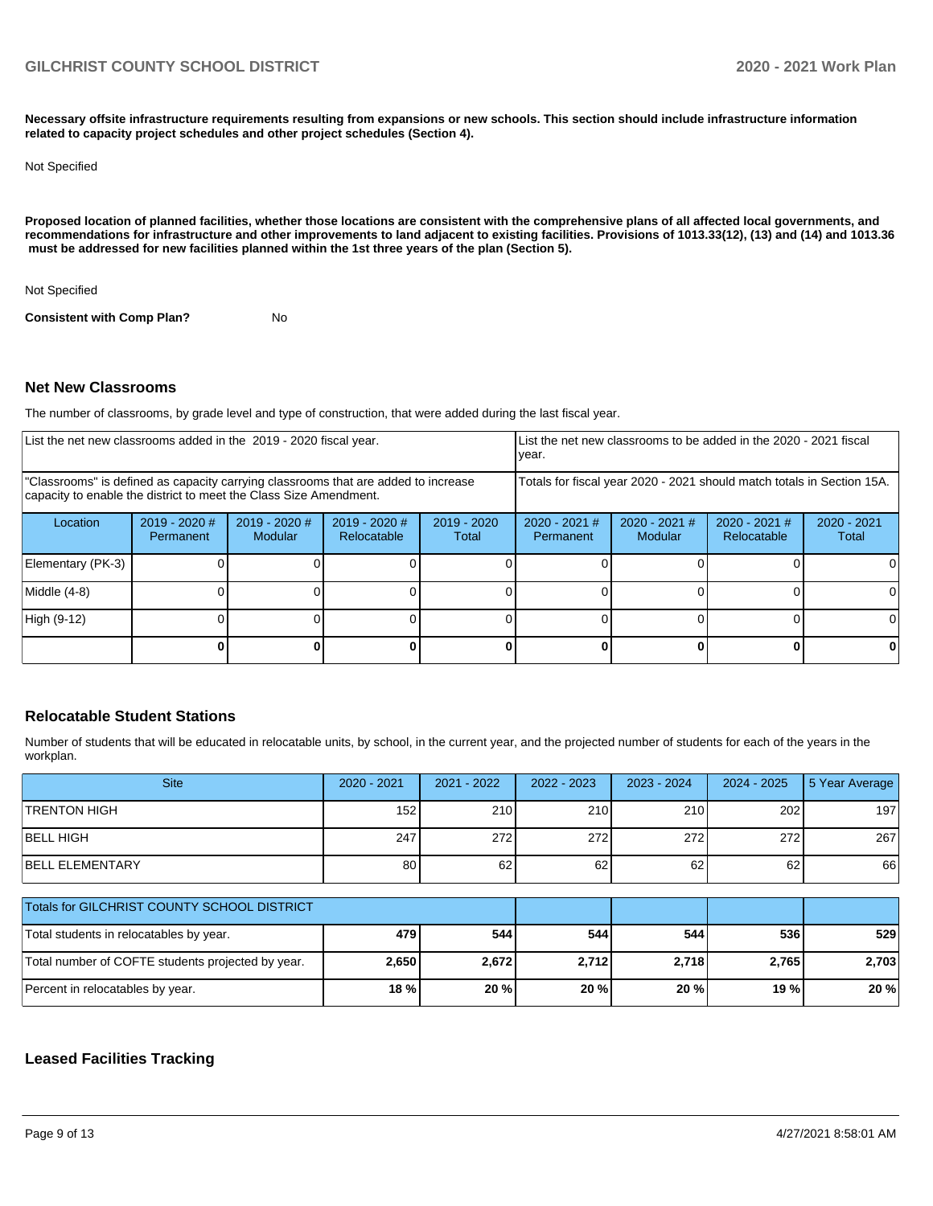**Necessary offsite infrastructure requirements resulting from expansions or new schools. This section should include infrastructure information related to capacity project schedules and other project schedules (Section 4).**

Not Specified

**Proposed location of planned facilities, whether those locations are consistent with the comprehensive plans of all affected local governments, and recommendations for infrastructure and other improvements to land adjacent to existing facilities. Provisions of 1013.33(12), (13) and (14) and 1013.36 must be addressed for new facilities planned within the 1st three years of the plan (Section 5).**

Not Specified

**Consistent with Comp Plan?** No

## Net New Classrooms

The number of classrooms, by grade level and type of construction, that were added during the last fiscal year.

| List the net new classrooms added in the 2019 - 2020 fiscal year. | | | | | List the net new classrooms to be added in the 2020 - 2021 fiscal year. | | | |
|---|---|---|---|---|---|---|---|---|
| "Classrooms" is defined as capacity carrying classrooms that are added to increase capacity to enable the district to meet the Class Size Amendment. | | | | | Totals for fiscal year 2020 - 2021 should match totals in Section 15A. | | | |
| Location | 2019 - 2020 # Permanent | 2019 - 2020 # Modular | 2019 - 2020 # Relocatable | 2019 - 2020 Total | 2020 - 2021 # Permanent | 2020 - 2021 # Modular | 2020 - 2021 # Relocatable | 2020 - 2021 Total |
| Elementary (PK-3) | 0 | 0 | 0 | 0 | 0 | 0 | 0 | 0 |
| Middle (4-8) | 0 | 0 | 0 | 0 | 0 | 0 | 0 | 0 |
| High (9-12) | 0 | 0 | 0 | 0 | 0 | 0 | 0 | 0 |
| | **0** | **0** | **0** | **0** | **0** | **0** | **0** | **0** |

## Relocatable Student Stations

Number of students that will be educated in relocatable units, by school, in the current year, and the projected number of students for each of the years in the workplan.

| Site | 2020 - 2021 | 2021 - 2022 | 2022 - 2023 | 2023 - 2024 | 2024 - 2025 | 5 Year Average |
|---|---|---|---|---|---|---|
| TRENTON HIGH | 152 | 210 | 210 | 210 | 202 | 197 |
| BELL HIGH | 247 | 272 | 272 | 272 | 272 | 267 |
| BELL ELEMENTARY | 80 | 62 | 62 | 62 | 62 | 66 |

| Totals for GILCHRIST COUNTY SCHOOL DISTRICT | | | | | | |
|---|---|---|---|---|---|---|
| Total students in relocatables by year. | **479** | **544** | **544** | **544** | **536** | **529** |
| Total number of COFTE students projected by year. | **2,650** | **2,672** | **2,712** | **2,718** | **2,765** | **2,703** |
| Percent in relocatables by year. | **18 %** | **20 %** | **20 %** | **20 %** | **19 %** | **20 %** |

## Leased Facilities Tracking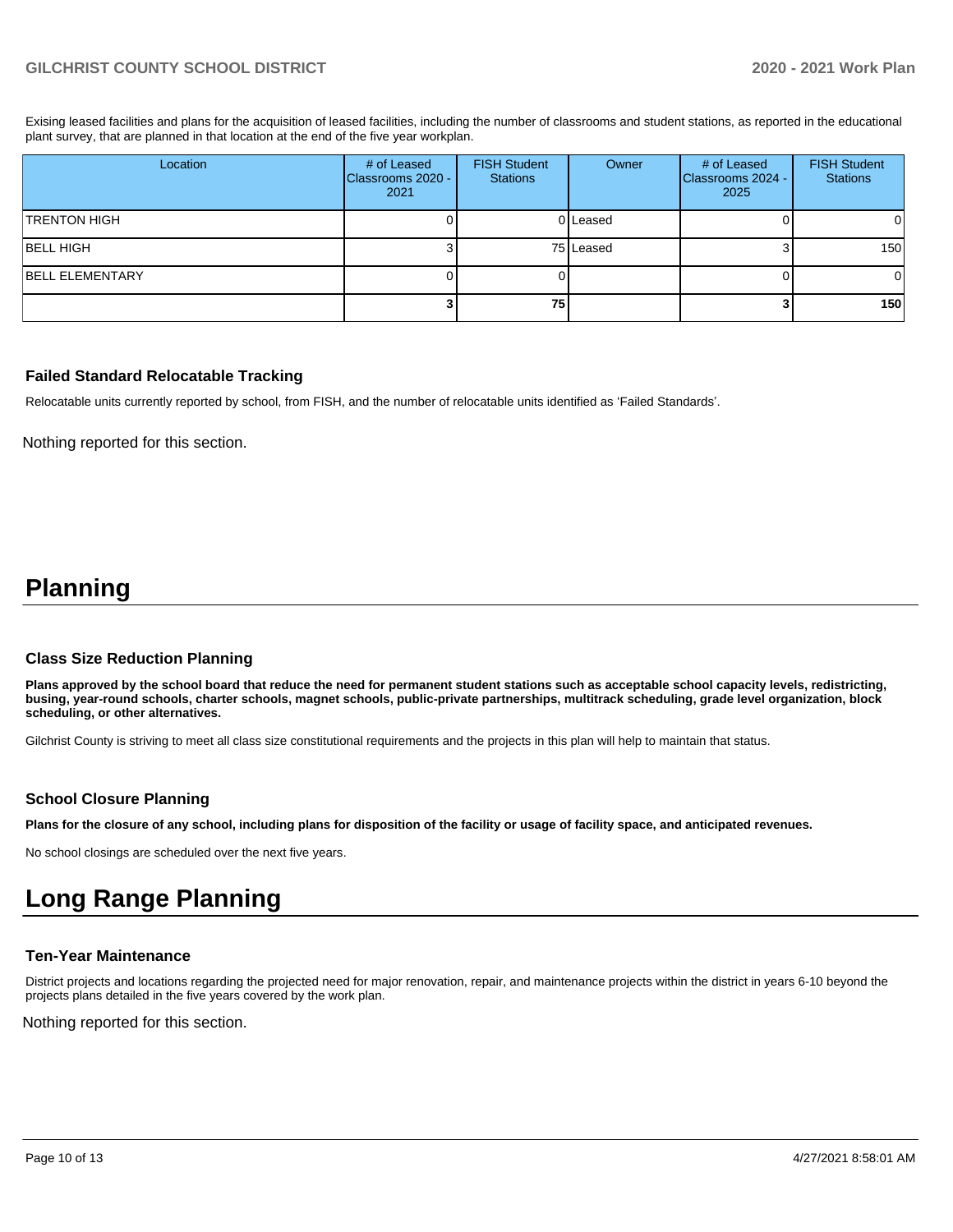Exising leased facilities and plans for the acquisition of leased facilities, including the number of classrooms and student stations, as reported in the educational plant survey, that are planned in that location at the end of the five year workplan.

| Location | # of Leased Classrooms 2020 - 2021 | FISH Student Stations | Owner | # of Leased Classrooms 2024 - 2025 | FISH Student Stations |
|---|---|---|---|---|---|
| TRENTON HIGH | 0 | 0 | Leased | 0 | 0 |
| BELL HIGH | 3 | 75 | Leased | 3 | 150 |
| BELL ELEMENTARY | 0 | 0 | | 0 | 0 |
| | **3** | **75** | | **3** | **150** |

### Failed Standard Relocatable Tracking

Relocatable units currently reported by school, from FISH, and the number of relocatable units identified as 'Failed Standards'.

Nothing reported for this section.

# Planning

### Class Size Reduction Planning

**Plans approved by the school board that reduce the need for permanent student stations such as acceptable school capacity levels, redistricting, busing, year-round schools, charter schools, magnet schools, public-private partnerships, multitrack scheduling, grade level organization, block scheduling, or other alternatives.**

Gilchrist County is striving to meet all class size constitutional requirements and the projects in this plan will help to maintain that status.

### School Closure Planning

**Plans for the closure of any school, including plans for disposition of the facility or usage of facility space, and anticipated revenues.**

No school closings are scheduled over the next five years.

# Long Range Planning

### Ten-Year Maintenance

District projects and locations regarding the projected need for major renovation, repair, and maintenance projects within the district in years 6-10 beyond the projects plans detailed in the five years covered by the work plan.

Nothing reported for this section.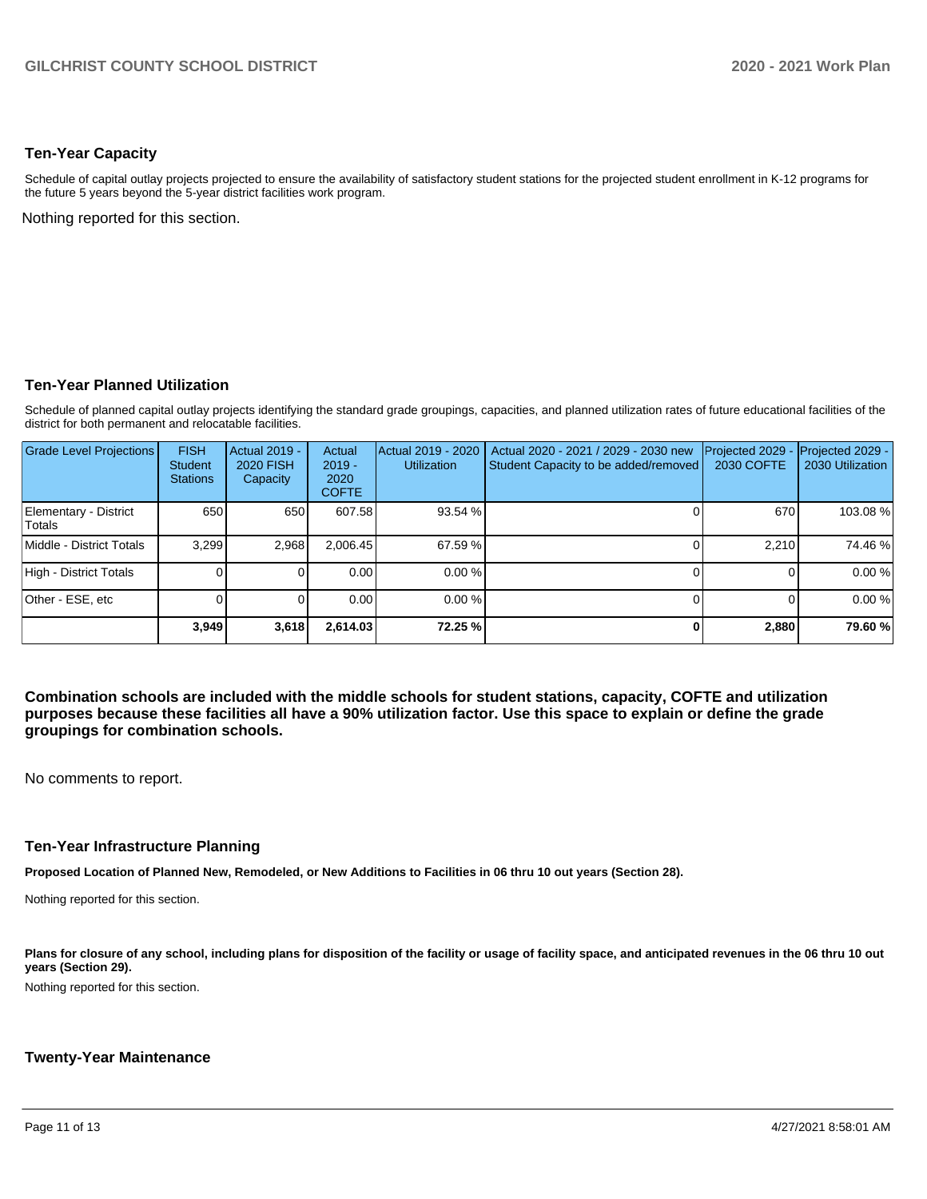## Ten-Year Capacity

Schedule of capital outlay projects projected to ensure the availability of satisfactory student stations for the projected student enrollment in K-12 programs for the future 5 years beyond the 5-year district facilities work program.

Nothing reported for this section.

## Ten-Year Planned Utilization

Schedule of planned capital outlay projects identifying the standard grade groupings, capacities, and planned utilization rates of future educational facilities of the district for both permanent and relocatable facilities.

| Grade Level Projections | FISH Student Stations | Actual 2019 - 2020 FISH Capacity | Actual 2019 - 2020 COFTE | Actual 2019 - 2020 Utilization | Actual 2020 - 2021 / 2029 - 2030 new Student Capacity to be added/removed | Projected 2029 - 2030 COFTE | Projected 2029 - 2030 Utilization |
|---|---|---|---|---|---|---|---|
| Elementary - District Totals | 650 | 650 | 607.58 | 93.54 % | 0 | 670 | 103.08 % |
| Middle - District Totals | 3,299 | 2,968 | 2,006.45 | 67.59 % | 0 | 2,210 | 74.46 % |
| High - District Totals | 0 | 0 | 0.00 | 0.00 % | 0 | 0 | 0.00 % |
| Other - ESE, etc | 0 | 0 | 0.00 | 0.00 % | 0 | 0 | 0.00 % |
| | **3,949** | **3,618** | **2,614.03** | **72.25 %** | **0** | **2,880** | **79.60 %** |

**Combination schools are included with the middle schools for student stations, capacity, COFTE and utilization purposes because these facilities all have a 90% utilization factor. Use this space to explain or define the grade groupings for combination schools.**

No comments to report.

## Ten-Year Infrastructure Planning

**Proposed Location of Planned New, Remodeled, or New Additions to Facilities in 06 thru 10 out years (Section 28).**

Nothing reported for this section.

**Plans for closure of any school, including plans for disposition of the facility or usage of facility space, and anticipated revenues in the 06 thru 10 out years (Section 29).**

Nothing reported for this section.

## Twenty-Year Maintenance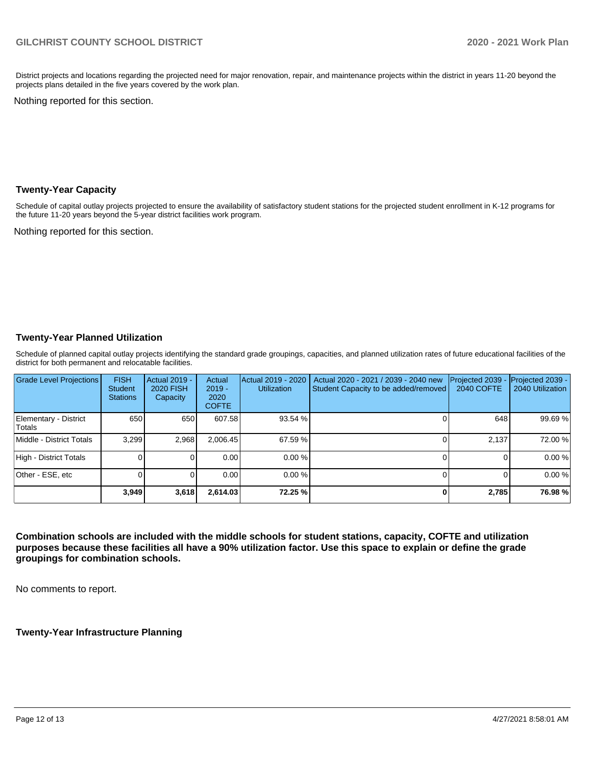District projects and locations regarding the projected need for major renovation, repair, and maintenance projects within the district in years 11-20 beyond the projects plans detailed in the five years covered by the work plan.

Nothing reported for this section.

## Twenty-Year Capacity

Schedule of capital outlay projects projected to ensure the availability of satisfactory student stations for the projected student enrollment in K-12 programs for the future 11-20 years beyond the 5-year district facilities work program.

Nothing reported for this section.

## Twenty-Year Planned Utilization

Schedule of planned capital outlay projects identifying the standard grade groupings, capacities, and planned utilization rates of future educational facilities of the district for both permanent and relocatable facilities.

| Grade Level Projections | FISH Student Stations | Actual 2019 - 2020 FISH Capacity | Actual 2019 - 2020 COFTE | Actual 2019 - 2020 Utilization | Actual 2020 - 2021 / 2039 - 2040 new Student Capacity to be added/removed | Projected 2039 - 2040 COFTE | Projected 2039 - 2040 Utilization |
|---|---|---|---|---|---|---|---|
| Elementary - District Totals | 650 | 650 | 607.58 | 93.54 % | 0 | 648 | 99.69 % |
| Middle - District Totals | 3,299 | 2,968 | 2,006.45 | 67.59 % | 0 | 2,137 | 72.00 % |
| High - District Totals | 0 | 0 | 0.00 | 0.00 % | 0 | 0 | 0.00 % |
| Other - ESE, etc | 0 | 0 | 0.00 | 0.00 % | 0 | 0 | 0.00 % |
| | **3,949** | **3,618** | **2,614.03** | **72.25 %** | **0** | **2,785** | **76.98 %** |

**Combination schools are included with the middle schools for student stations, capacity, COFTE and utilization purposes because these facilities all have a 90% utilization factor. Use this space to explain or define the grade groupings for combination schools.**

No comments to report.

## Twenty-Year Infrastructure Planning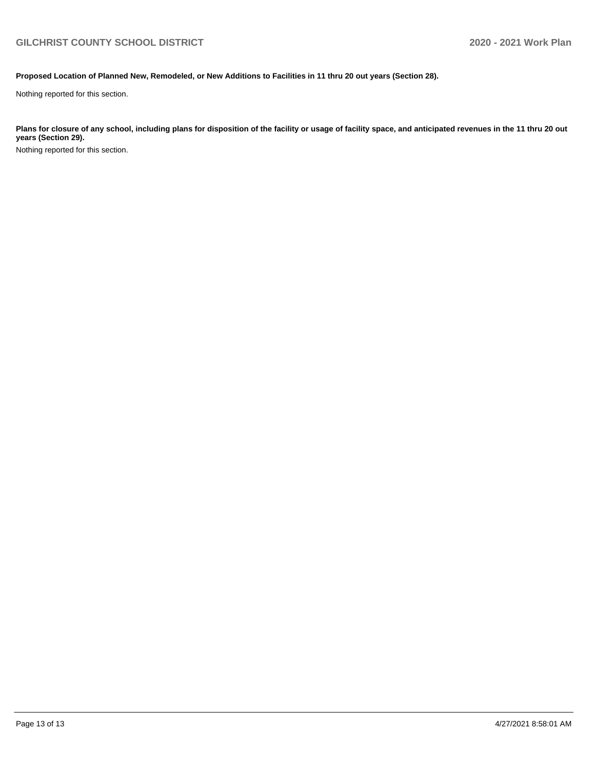**Proposed Location of Planned New, Remodeled, or New Additions to Facilities in 11 thru 20 out years (Section 28).**

Nothing reported for this section.

**Plans for closure of any school, including plans for disposition of the facility or usage of facility space, and anticipated revenues in the 11 thru 20 out years (Section 29).**

Nothing reported for this section.